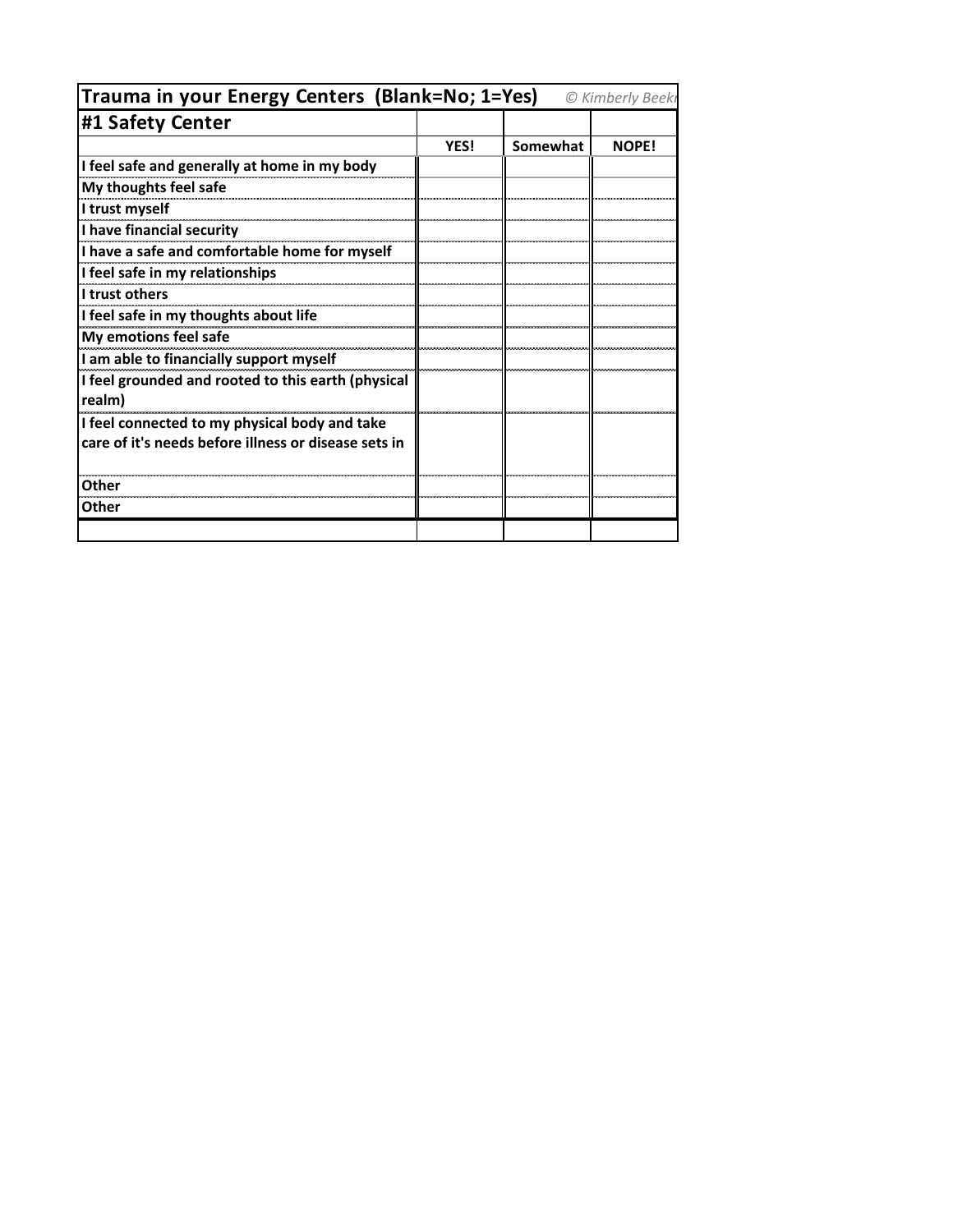| Trauma in your Energy Centers (Blank=No; 1=Yes) | | *© Kimberly Beek* | |
|---|---|---|---|
| **#1 Safety Center** | | | |
| | **YES!** | **Somewhat** | **NOPE!** |
| **I feel safe and generally at home in my body** | | | |
| **My thoughts feel safe** | | | |
| **I trust myself** | | | |
| **I have financial security** | | | |
| **I have a safe and comfortable home for myself** | | | |
| **I feel safe in my relationships** | | | |
| **I trust others** | | | |
| **I feel safe in my thoughts about life** | | | |
| **My emotions feel safe** | | | |
| **I am able to financially support myself** | | | |
| **I feel grounded and rooted to this earth (physical realm)** | | | |
| **I feel connected to my physical body and take care of it's needs before illness or disease sets in** | | | |
| **Other** | | | |
| **Other** | | | |
| | | | |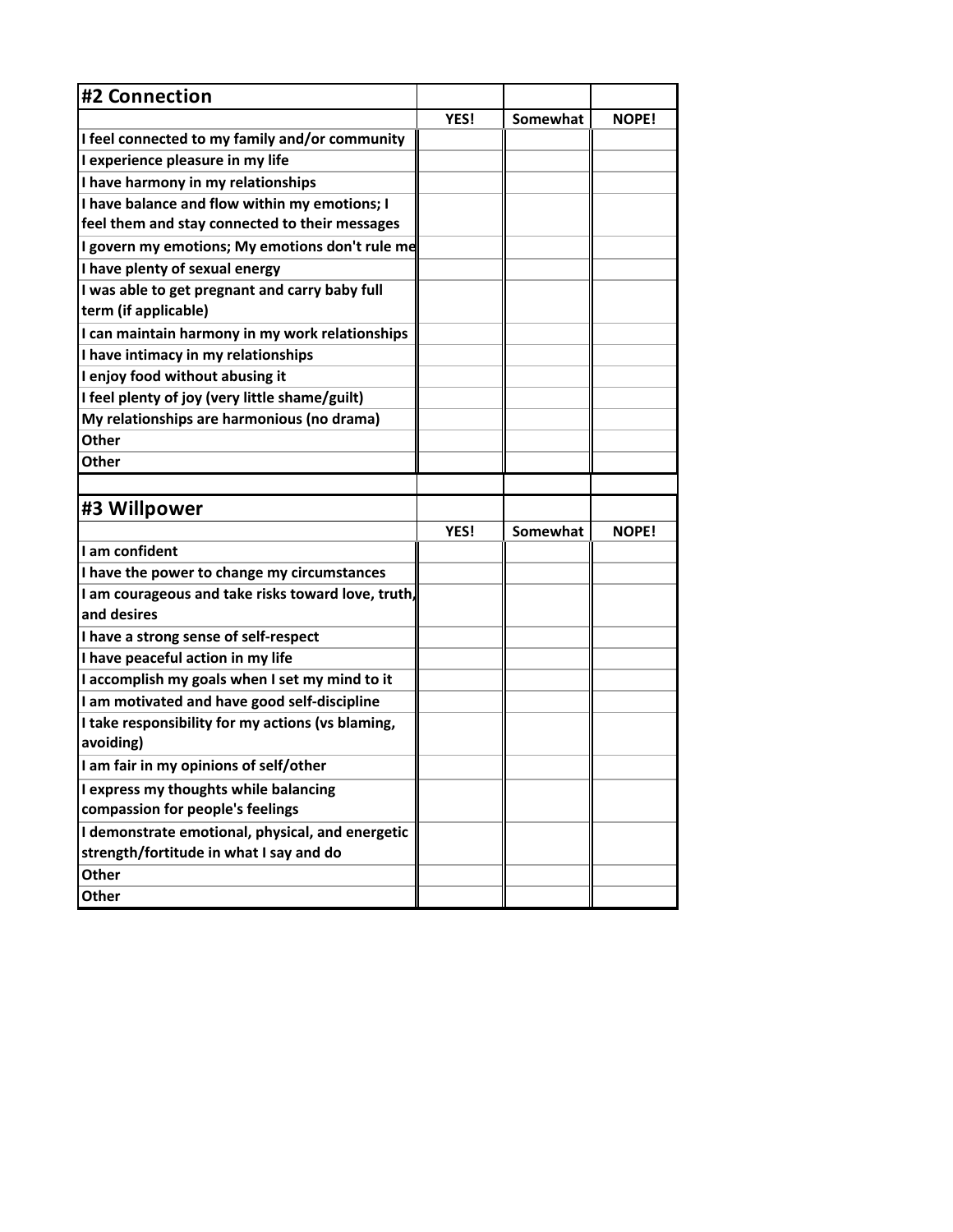| #2 Connection | | | |
|---|---|---|---|
| | YES! | Somewhat | NOPE! |
| I feel connected to my family and/or community | | | |
| I experience pleasure in my life | | | |
| I have harmony in my relationships | | | |
| I have balance and flow within my emotions; I feel them and stay connected to their messages | | | |
| I govern my emotions; My emotions don't rule me | | | |
| I have plenty of sexual energy | | | |
| I was able to get pregnant and carry baby full term (if applicable) | | | |
| I can maintain harmony in my work relationships | | | |
| I have intimacy in my relationships | | | |
| I enjoy food without abusing it | | | |
| I feel plenty of joy (very little shame/guilt) | | | |
| My relationships are harmonious (no drama) | | | |
| Other | | | |
| Other | | | |

| #3 Willpower | | | |
|---|---|---|---|
| | YES! | Somewhat | NOPE! |
| I am confident | | | |
| I have the power to change my circumstances | | | |
| I am courageous and take risks toward love, truth, and desires | | | |
| I have a strong sense of self-respect | | | |
| I have peaceful action in my life | | | |
| I accomplish my goals when I set my mind to it | | | |
| I am motivated and have good self-discipline | | | |
| I take responsibility for my actions (vs blaming, avoiding) | | | |
| I am fair in my opinions of self/other | | | |
| I express my thoughts while balancing compassion for people's feelings | | | |
| I demonstrate emotional, physical, and energetic strength/fortitude in what I say and do | | | |
| Other | | | |
| Other | | | |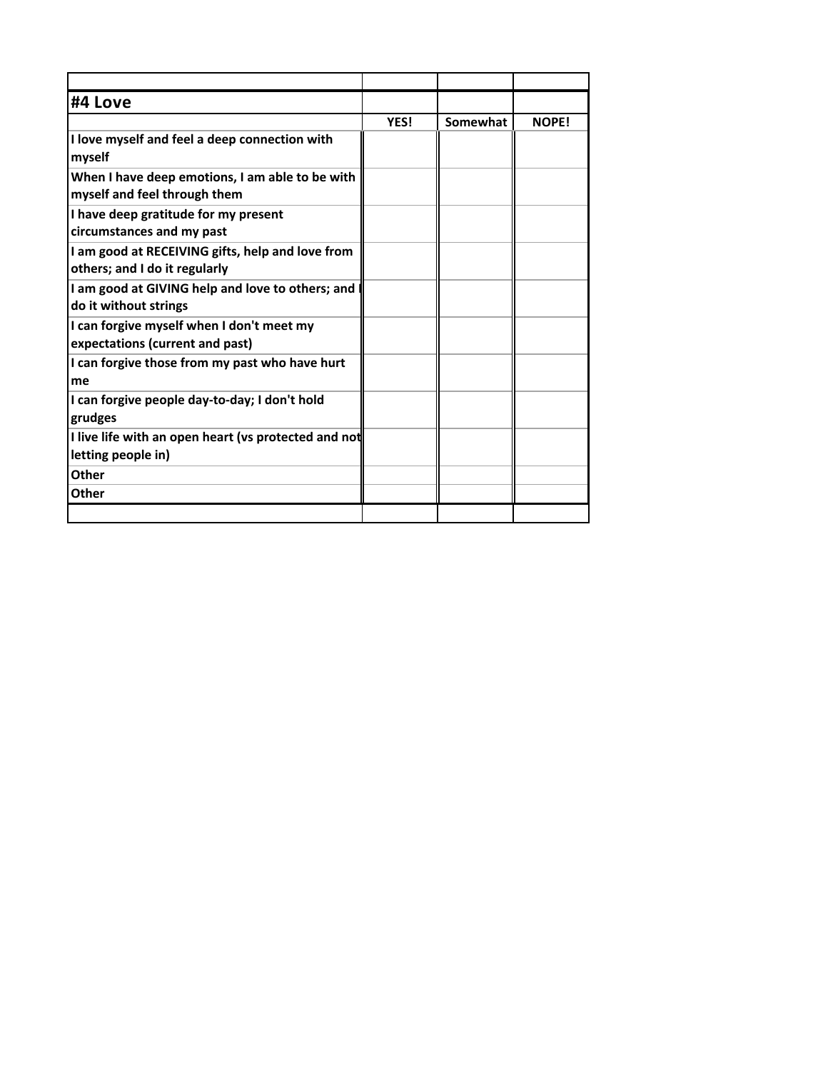## #4 Love

| | YES! | Somewhat | NOPE! |
|---|---|---|---|
| **I love myself and feel a deep connection with myself** | | | |
| **When I have deep emotions, I am able to be with myself and feel through them** | | | |
| **I have deep gratitude for my present circumstances and my past** | | | |
| **I am good at RECEIVING gifts, help and love from others; and I do it regularly** | | | |
| **I am good at GIVING help and love to others; and I do it without strings** | | | |
| **I can forgive myself when I don't meet my expectations (current and past)** | | | |
| **I can forgive those from my past who have hurt me** | | | |
| **I can forgive people day-to-day; I don't hold grudges** | | | |
| **I live life with an open heart (vs protected and not letting people in)** | | | |
| **Other** | | | |
| **Other** | | | |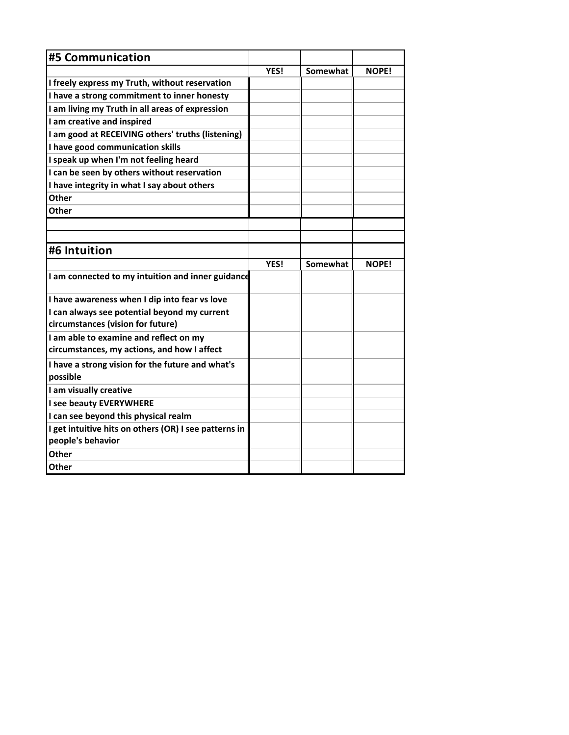| #5 Communication | | | |
|---|---|---|---|
| | **YES!** | **Somewhat** | **NOPE!** |
| **I freely express my Truth, without reservation** | | | |
| **I have a strong commitment to inner honesty** | | | |
| **I am living my Truth in all areas of expression** | | | |
| **I am creative and inspired** | | | |
| **I am good at RECEIVING others' truths (listening)** | | | |
| **I have good communication skills** | | | |
| **I speak up when I'm not feeling heard** | | | |
| **I can be seen by others without reservation** | | | |
| **I have integrity in what I say about others** | | | |
| **Other** | | | |
| **Other** | | | |

| #6 Intuition | | | |
|---|---|---|---|
| | **YES!** | **Somewhat** | **NOPE!** |
| **I am connected to my intuition and inner guidance** | | | |
| **I have awareness when I dip into fear vs love** | | | |
| **I can always see potential beyond my current circumstances (vision for future)** | | | |
| **I am able to examine and reflect on my circumstances, my actions, and how I affect** | | | |
| **I have a strong vision for the future and what's possible** | | | |
| **I am visually creative** | | | |
| **I see beauty EVERYWHERE** | | | |
| **I can see beyond this physical realm** | | | |
| **I get intuitive hits on others (OR) I see patterns in people's behavior** | | | |
| **Other** | | | |
| **Other** | | | |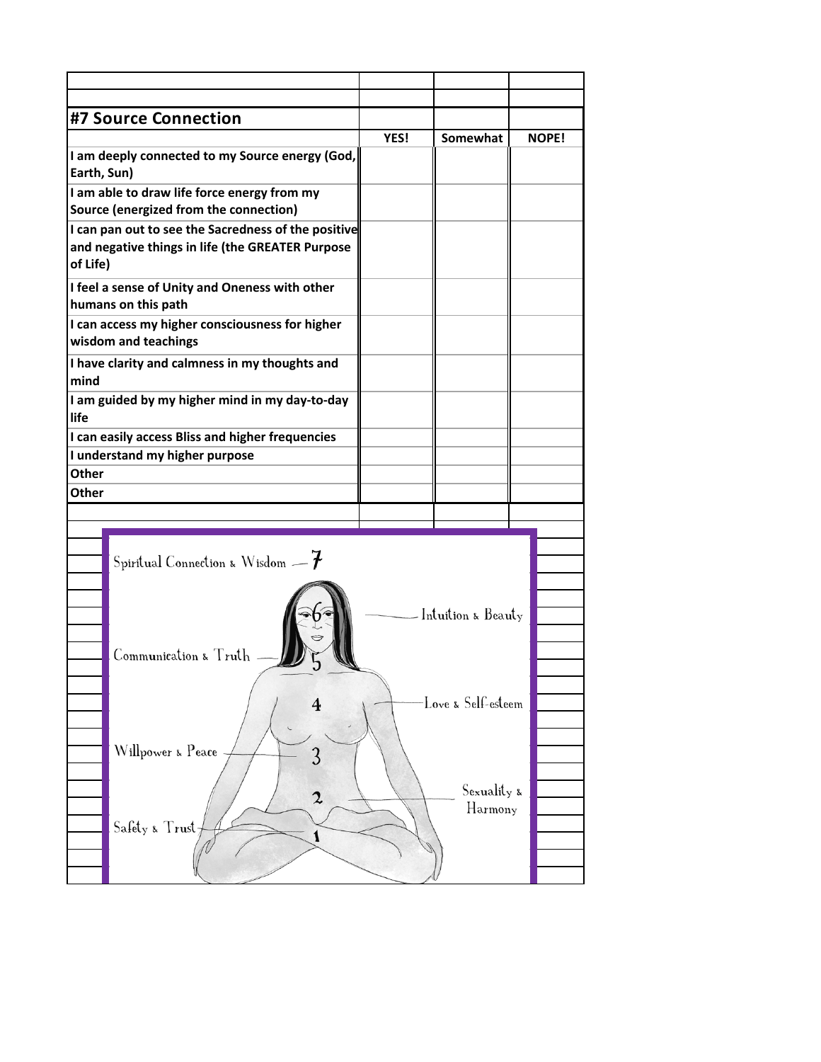## #7 Source Connection

| | YES! | Somewhat | NOPE! |
| --- | --- | --- | --- |
| **I am deeply connected to my Source energy (God, Earth, Sun)** | | | |
| **I am able to draw life force energy from my Source (energized from the connection)** | | | |
| **I can pan out to see the Sacredness of the positive and negative things in life (the GREATER Purpose of Life)** | | | |
| **I feel a sense of Unity and Oneness with other humans on this path** | | | |
| **I can access my higher consciousness for higher wisdom and teachings** | | | |
| **I have clarity and calmness in my thoughts and mind** | | | |
| **I am guided by my higher mind in my day-to-day life** | | | |
| **I can easily access Bliss and higher frequencies** | | | |
| **I understand my higher purpose** | | | |
| **Other** | | | |
| **Other** | | | |

Spiritual Connection & Wisdom — 7

6 — Intuition & Beauty

Communication & Truth — 5

4 — Love & Self-esteem

Willpower & Peace — 3

2 — Sexuality & Harmony

Safety & Trust — 1